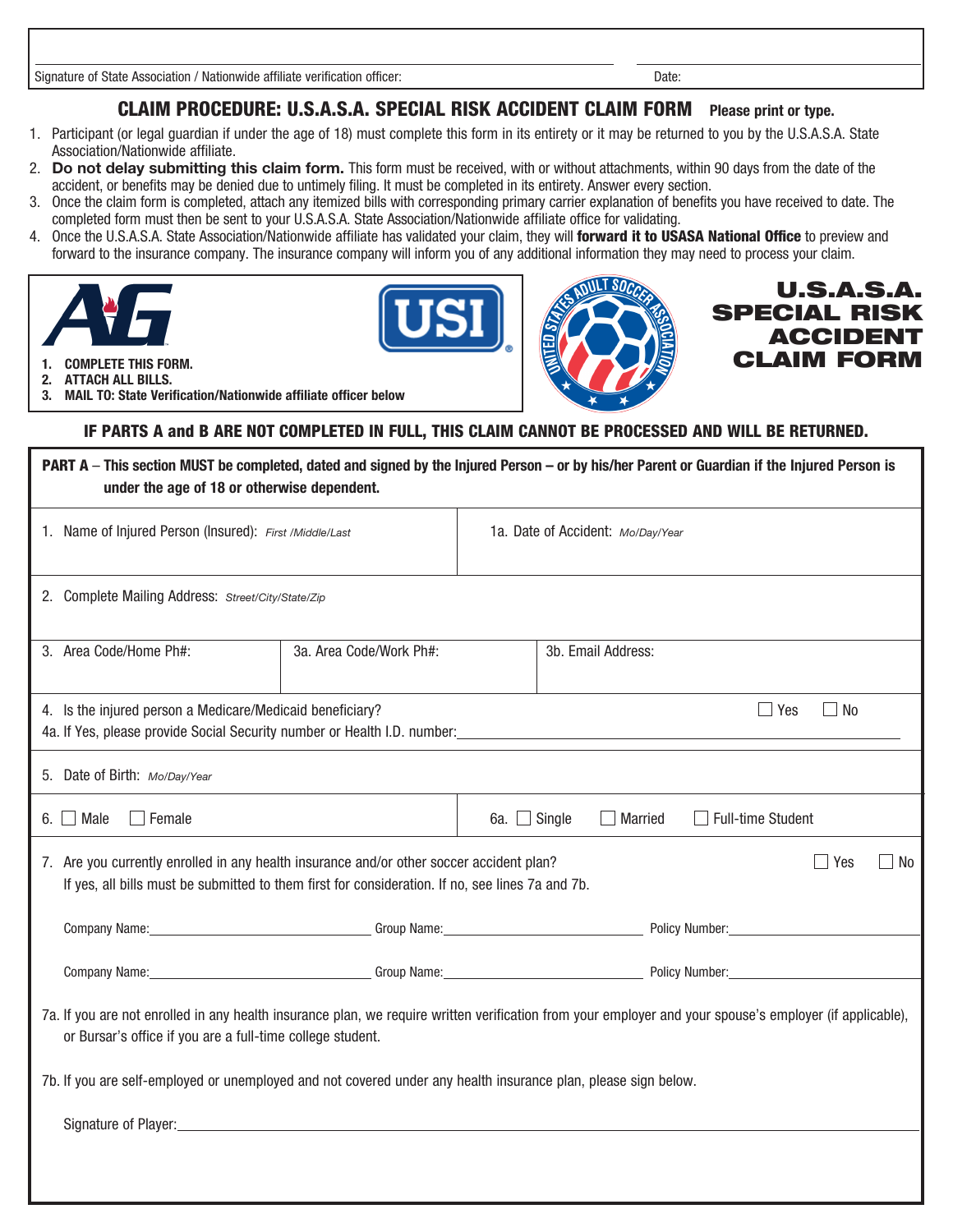Signature of State Association / Nationwide affiliate verification officer: ______________________ Date: __________

## CLAIM PROCEDURE: U.S.A.S.A. SPECIAL RISK ACCIDENT CLAIM FORM **Please print or type.**

1. Participant (or legal guardian if under the age of 18) must complete this form in its entirety or it may be returned to you by the U.S.A.S.A. State Association/Nationwide affiliate.
2. **Do not delay submitting this claim form.** This form must be received, with or without attachments, within 90 days from the date of the accident, or benefits may be denied due to untimely filing. It must be completed in its entirety. Answer every section.
3. Once the claim form is completed, attach any itemized bills with corresponding primary carrier explanation of benefits you have received to date. The completed form must then be sent to your U.S.A.S.A. State Association/Nationwide affiliate office for validating.
4. Once the U.S.A.S.A. State Association/Nationwide affiliate has validated your claim, they will **forward it to USASA National Office** to preview and forward to the insurance company. The insurance company will inform you of any additional information they may need to process your claim.

1. **COMPLETE THIS FORM.**
2. **ATTACH ALL BILLS.**
3. **MAIL TO: State Verification/Nationwide affiliate officer below**

# U.S.A.S.A. SPECIAL RISK ACCIDENT CLAIM FORM

**IF PARTS A and B ARE NOT COMPLETED IN FULL, THIS CLAIM CANNOT BE PROCESSED AND WILL BE RETURNED.**

**PART A – This section MUST be completed, dated and signed by the Injured Person – or by his/her Parent or Guardian if the Injured Person is under the age of 18 or otherwise dependent.**

1. Name of Injured Person (Insured): *First /Middle/Last*

1a. Date of Accident: *Mo/Day/Year*

2. Complete Mailing Address: *Street/City/State/Zip*

3. Area Code/Home Ph#:

3a. Area Code/Work Ph#:

3b. Email Address:

4. Is the injured person a Medicare/Medicaid beneficiary? ☐ Yes ☐ No

4a. If Yes, please provide Social Security number or Health I.D. number: ______________________

5. Date of Birth: *Mo/Day/Year*

6. ☐ Male ☐ Female

6a. ☐ Single ☐ Married ☐ Full-time Student

7. Are you currently enrolled in any health insurance and/or other soccer accident plan? ☐ Yes ☐ No
If yes, all bills must be submitted to them first for consideration. If no, see lines 7a and 7b.

Company Name: ______________ Group Name: ______________ Policy Number: ______________

Company Name: ______________ Group Name: ______________ Policy Number: ______________

7a. If you are not enrolled in any health insurance plan, we require written verification from your employer and your spouse's employer (if applicable), or Bursar's office if you are a full-time college student.

7b. If you are self-employed or unemployed and not covered under any health insurance plan, please sign below.

Signature of Player: ______________________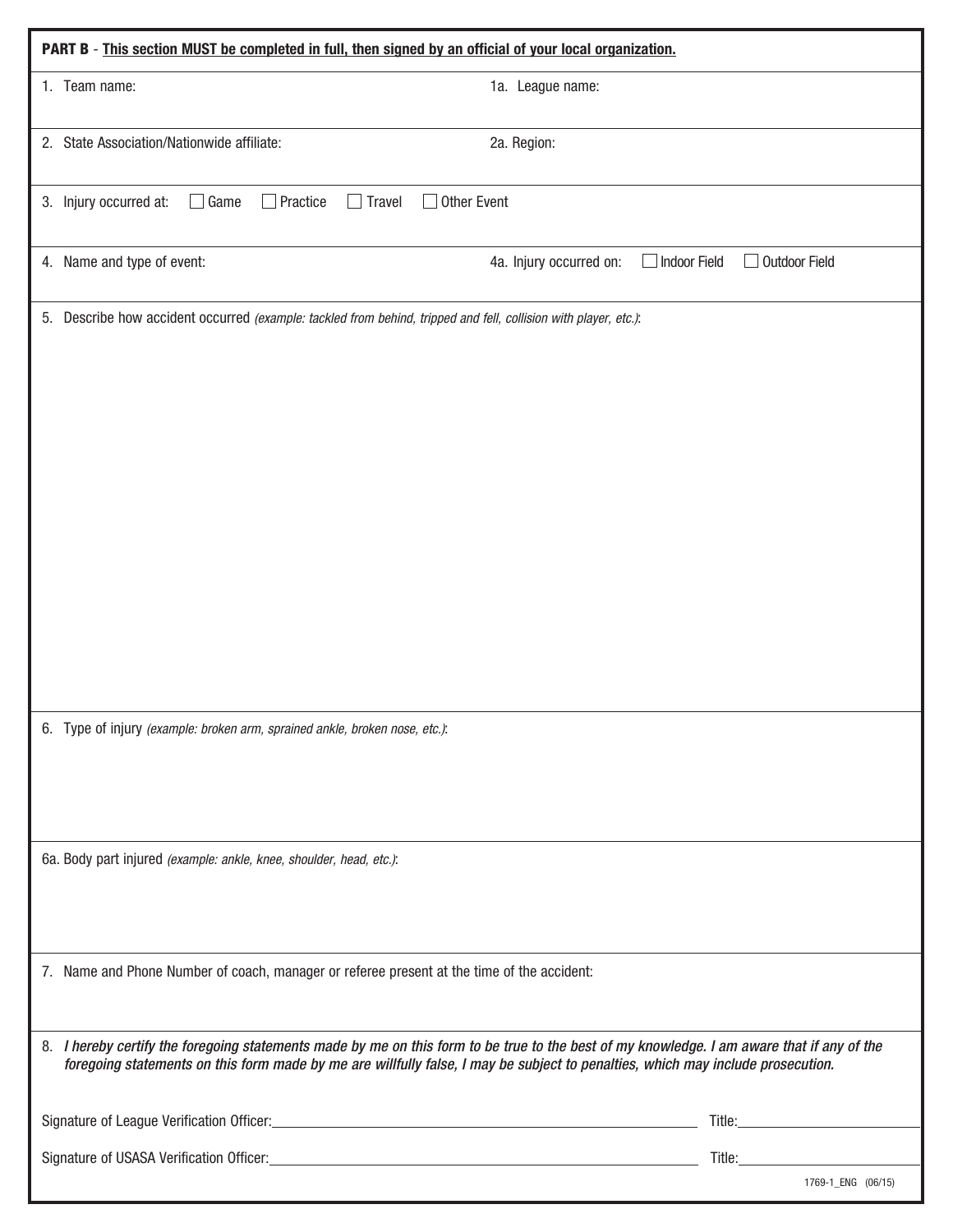**PART B** - **This section MUST be completed in full, then signed by an official of your local organization.**

1. Team name:

1a. League name:

2. State Association/Nationwide affiliate:

2a. Region:

3. Injury occurred at: ☐ Game ☐ Practice ☐ Travel ☐ Other Event

4. Name and type of event:

4a. Injury occurred on: ☐ Indoor Field ☐ Outdoor Field

5. Describe how accident occurred *(example: tackled from behind, tripped and fell, collision with player, etc.)*:

6. Type of injury *(example: broken arm, sprained ankle, broken nose, etc.)*:

6a. Body part injured *(example: ankle, knee, shoulder, head, etc.)*:

7. Name and Phone Number of coach, manager or referee present at the time of the accident:

8. ***I hereby certify the foregoing statements made by me on this form to be true to the best of my knowledge. I am aware that if any of the foregoing statements on this form made by me are willfully false, I may be subject to penalties, which may include prosecution.***

Signature of League Verification Officer:\_\_\_\_\_\_\_\_\_\_\_\_\_\_\_\_\_\_\_\_ Title:\_\_\_\_\_\_\_\_\_\_

Signature of USASA Verification Officer:\_\_\_\_\_\_\_\_\_\_\_\_\_\_\_\_\_\_\_\_ Title:\_\_\_\_\_\_\_\_\_\_

1769-1_ENG (06/15)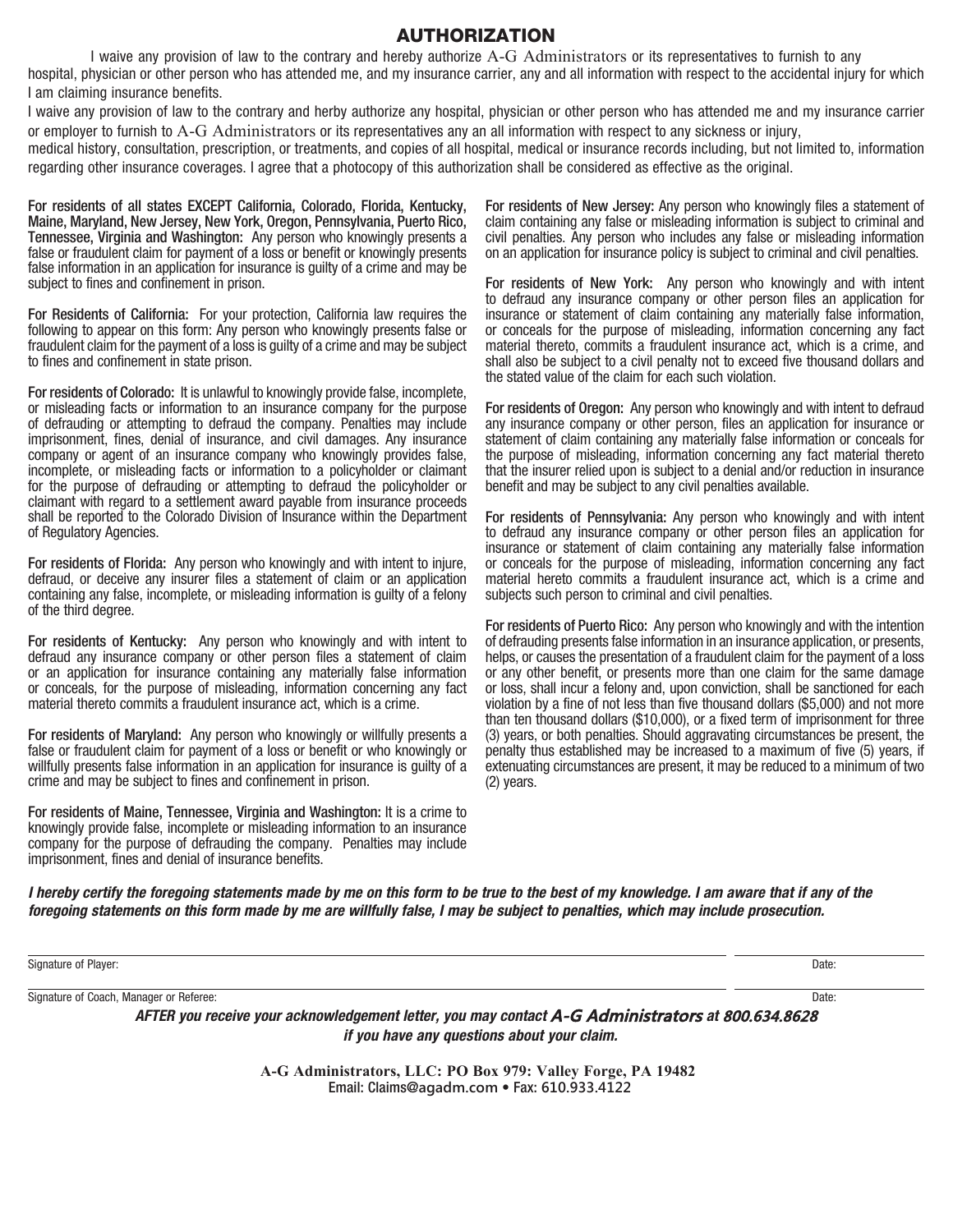# AUTHORIZATION

I waive any provision of law to the contrary and hereby authorize A-G Administrators or its representatives to furnish to any hospital, physician or other person who has attended me, and my insurance carrier, any and all information with respect to the accidental injury for which I am claiming insurance benefits.

I waive any provision of law to the contrary and herby authorize any hospital, physician or other person who has attended me and my insurance carrier or employer to furnish to A-G Administrators or its representatives any an all information with respect to any sickness or injury, medical history, consultation, prescription, or treatments, and copies of all hospital, medical or insurance records including, but not limited to, information regarding other insurance coverages. I agree that a photocopy of this authorization shall be considered as effective as the original.

**For residents of all states EXCEPT California, Colorado, Florida, Kentucky, Maine, Maryland, New Jersey, New York, Oregon, Pennsylvania, Puerto Rico, Tennessee, Virginia and Washington:** Any person who knowingly presents a false or fraudulent claim for payment of a loss or benefit or knowingly presents false information in an application for insurance is guilty of a crime and may be subject to fines and confinement in prison.

**For Residents of California:** For your protection, California law requires the following to appear on this form: Any person who knowingly presents false or fraudulent claim for the payment of a loss is guilty of a crime and may be subject to fines and confinement in state prison.

**For residents of Colorado:** It is unlawful to knowingly provide false, incomplete, or misleading facts or information to an insurance company for the purpose of defrauding or attempting to defraud the company. Penalties may include imprisonment, fines, denial of insurance, and civil damages. Any insurance company or agent of an insurance company who knowingly provides false, incomplete, or misleading facts or information to a policyholder or claimant for the purpose of defrauding or attempting to defraud the policyholder or claimant with regard to a settlement award payable from insurance proceeds shall be reported to the Colorado Division of Insurance within the Department of Regulatory Agencies.

**For residents of Florida:** Any person who knowingly and with intent to injure, defraud, or deceive any insurer files a statement of claim or an application containing any false, incomplete, or misleading information is guilty of a felony of the third degree.

**For residents of Kentucky:** Any person who knowingly and with intent to defraud any insurance company or other person files a statement of claim or an application for insurance containing any materially false information or conceals, for the purpose of misleading, information concerning any fact material thereto commits a fraudulent insurance act, which is a crime.

**For residents of Maryland:** Any person who knowingly or willfully presents a false or fraudulent claim for payment of a loss or benefit or who knowingly or willfully presents false information in an application for insurance is guilty of a crime and may be subject to fines and confinement in prison.

**For residents of Maine, Tennessee, Virginia and Washington:** It is a crime to knowingly provide false, incomplete or misleading information to an insurance company for the purpose of defrauding the company. Penalties may include imprisonment, fines and denial of insurance benefits.

**For residents of New Jersey:** Any person who knowingly files a statement of claim containing any false or misleading information is subject to criminal and civil penalties. Any person who includes any false or misleading information on an application for insurance policy is subject to criminal and civil penalties.

**For residents of New York:** Any person who knowingly and with intent to defraud any insurance company or other person files an application for insurance or statement of claim containing any materially false information, or conceals for the purpose of misleading, information concerning any fact material thereto, commits a fraudulent insurance act, which is a crime, and shall also be subject to a civil penalty not to exceed five thousand dollars and the stated value of the claim for each such violation.

**For residents of Oregon:** Any person who knowingly and with intent to defraud any insurance company or other person, files an application for insurance or statement of claim containing any materially false information or conceals for the purpose of misleading, information concerning any fact material thereto that the insurer relied upon is subject to a denial and/or reduction in insurance benefit and may be subject to any civil penalties available.

**For residents of Pennsylvania:** Any person who knowingly and with intent to defraud any insurance company or other person files an application for insurance or statement of claim containing any materially false information or conceals for the purpose of misleading, information concerning any fact material hereto commits a fraudulent insurance act, which is a crime and subjects such person to criminal and civil penalties.

**For residents of Puerto Rico:** Any person who knowingly and with the intention of defrauding presents false information in an insurance application, or presents, helps, or causes the presentation of a fraudulent claim for the payment of a loss or any other benefit, or presents more than one claim for the same damage or loss, shall incur a felony and, upon conviction, shall be sanctioned for each violation by a fine of not less than five thousand dollars ($5,000) and not more than ten thousand dollars ($10,000), or a fixed term of imprisonment for three (3) years, or both penalties. Should aggravating circumstances be present, the penalty thus established may be increased to a maximum of five (5) years, if extenuating circumstances are present, it may be reduced to a minimum of two (2) years.

***I hereby certify the foregoing statements made by me on this form to be true to the best of my knowledge. I am aware that if any of the foregoing statements on this form made by me are willfully false, I may be subject to penalties, which may include prosecution.***

Signature of Player: ______________________ Date: __________

Signature of Coach, Manager or Referee: ______________________ Date: __________

***AFTER you receive your acknowledgement letter, you may contact A-G Administrators at 800.634.8628 if you have any questions about your claim.***

**A-G Administrators, LLC: PO Box 979: Valley Forge, PA 19482**
**Email: Claims@agadm.com • Fax: 610.933.4122**